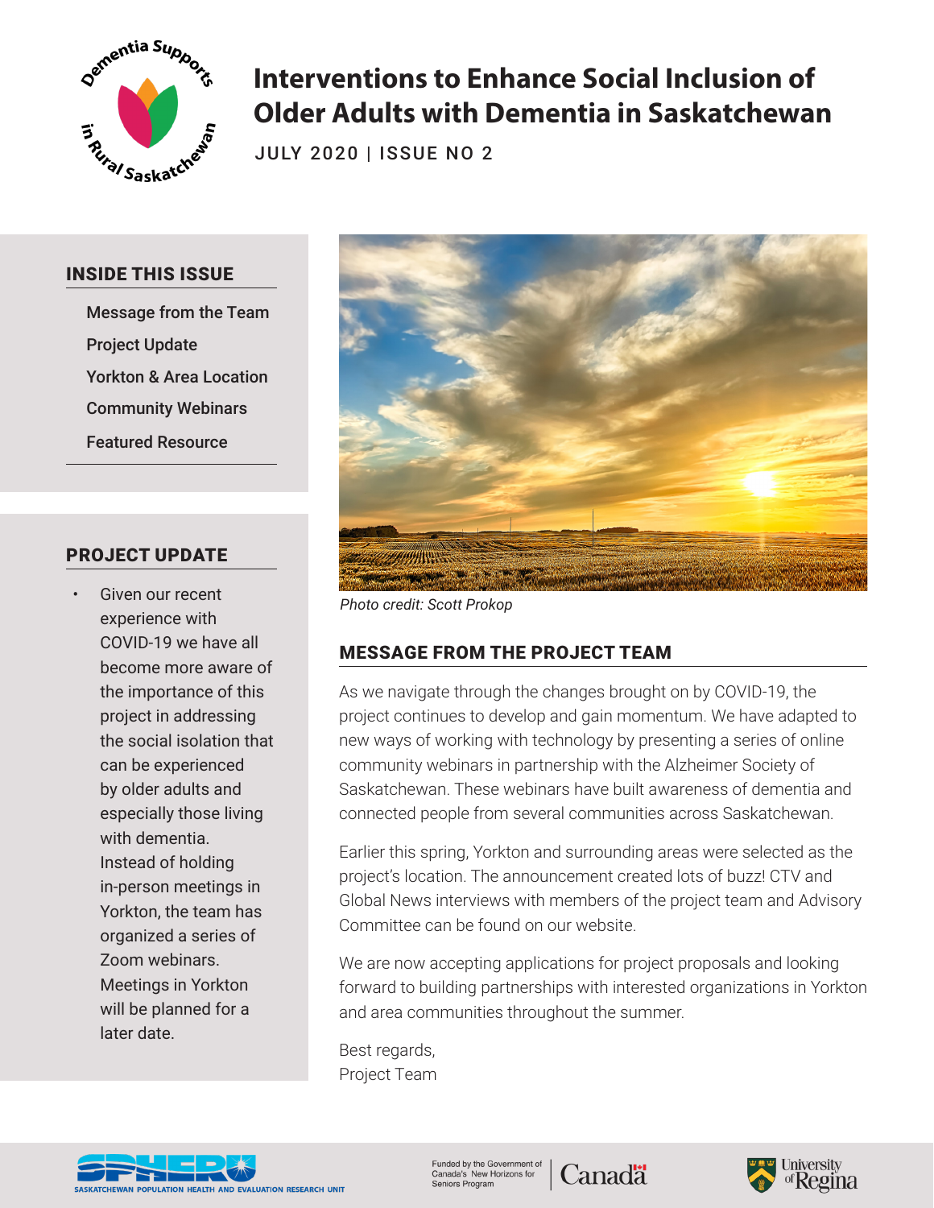Dementia Supports in Rural Saskatchewan

# Interventions to Enhance Social Inclusion of Older Adults with Dementia in Saskatchewan

JULY 2020 | ISSUE NO 2

## INSIDE THIS ISSUE

- Message from the Team
- Project Update
- Yorkton & Area Location
- Community Webinars
- Featured Resource

## PROJECT UPDATE

- Given our recent experience with COVID-19 we have all become more aware of the importance of this project in addressing the social isolation that can be experienced by older adults and especially those living with dementia. Instead of holding in-person meetings in Yorkton, the team has organized a series of Zoom webinars. Meetings in Yorkton will be planned for a later date.

*Photo credit: Scott Prokop*

## MESSAGE FROM THE PROJECT TEAM

As we navigate through the changes brought on by COVID-19, the project continues to develop and gain momentum. We have adapted to new ways of working with technology by presenting a series of online community webinars in partnership with the Alzheimer Society of Saskatchewan. These webinars have built awareness of dementia and connected people from several communities across Saskatchewan.

Earlier this spring, Yorkton and surrounding areas were selected as the project's location. The announcement created lots of buzz! CTV and Global News interviews with members of the project team and Advisory Committee can be found on our website.

We are now accepting applications for project proposals and looking forward to building partnerships with interested organizations in Yorkton and area communities throughout the summer.

Best regards,
Project Team

SPHERU – Saskatchewan Population Health and Evaluation Research Unit

Funded by the Government of Canada's New Horizons for Seniors Program | Canada

University of Regina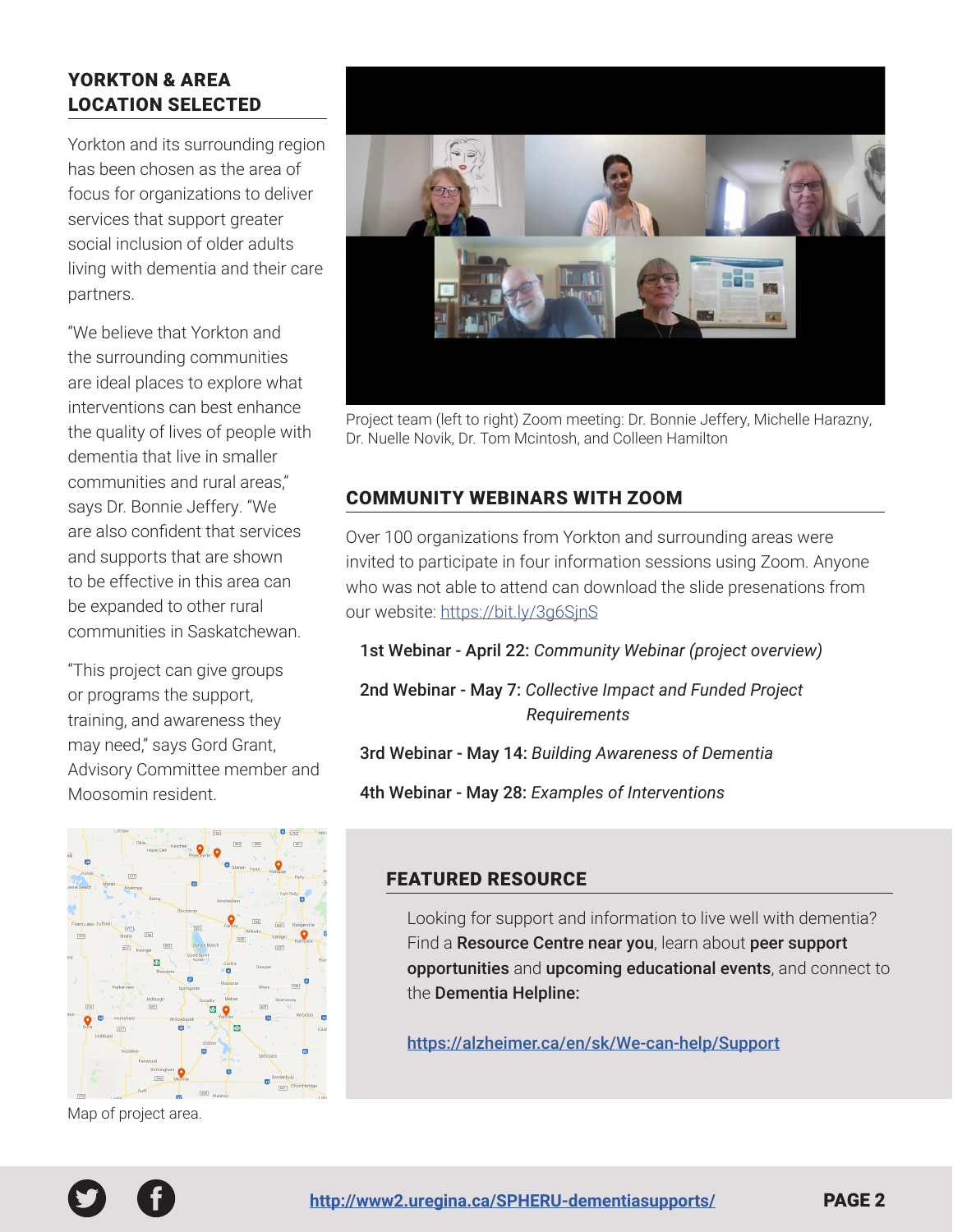## YORKTON & AREA LOCATION SELECTED

Yorkton and its surrounding region has been chosen as the area of focus for organizations to deliver services that support greater social inclusion of older adults living with dementia and their care partners.

"We believe that Yorkton and the surrounding communities are ideal places to explore what interventions can best enhance the quality of lives of people with dementia that live in smaller communities and rural areas," says Dr. Bonnie Jeffery. "We are also confident that services and supports that are shown to be effective in this area can be expanded to other rural communities in Saskatchewan.

"This project can give groups or programs the support, training, and awareness they may need," says Gord Grant, Advisory Committee member and Moosomin resident.

Map of project area.

Project team (left to right) Zoom meeting: Dr. Bonnie Jeffery, Michelle Harazny, Dr. Nuelle Novik, Dr. Tom Mcintosh, and Colleen Hamilton

## COMMUNITY WEBINARS WITH ZOOM

Over 100 organizations from Yorkton and surrounding areas were invited to participate in four information sessions using Zoom. Anyone who was not able to attend can download the slide presenations from our website: https://bit.ly/3g6SjnS

**1st Webinar - April 22:** *Community Webinar (project overview)*

**2nd Webinar - May 7:** *Collective Impact and Funded Project Requirements*

**3rd Webinar - May 14:** *Building Awareness of Dementia*

**4th Webinar - May 28:** *Examples of Interventions*

## FEATURED RESOURCE

Looking for support and information to live well with dementia? Find a **Resource Centre near you**, learn about **peer support opportunities** and **upcoming educational events**, and connect to the **Dementia Helpline:**

https://alzheimer.ca/en/sk/We-can-help/Support

http://www2.uregina.ca/SPHERU-dementiasupports/